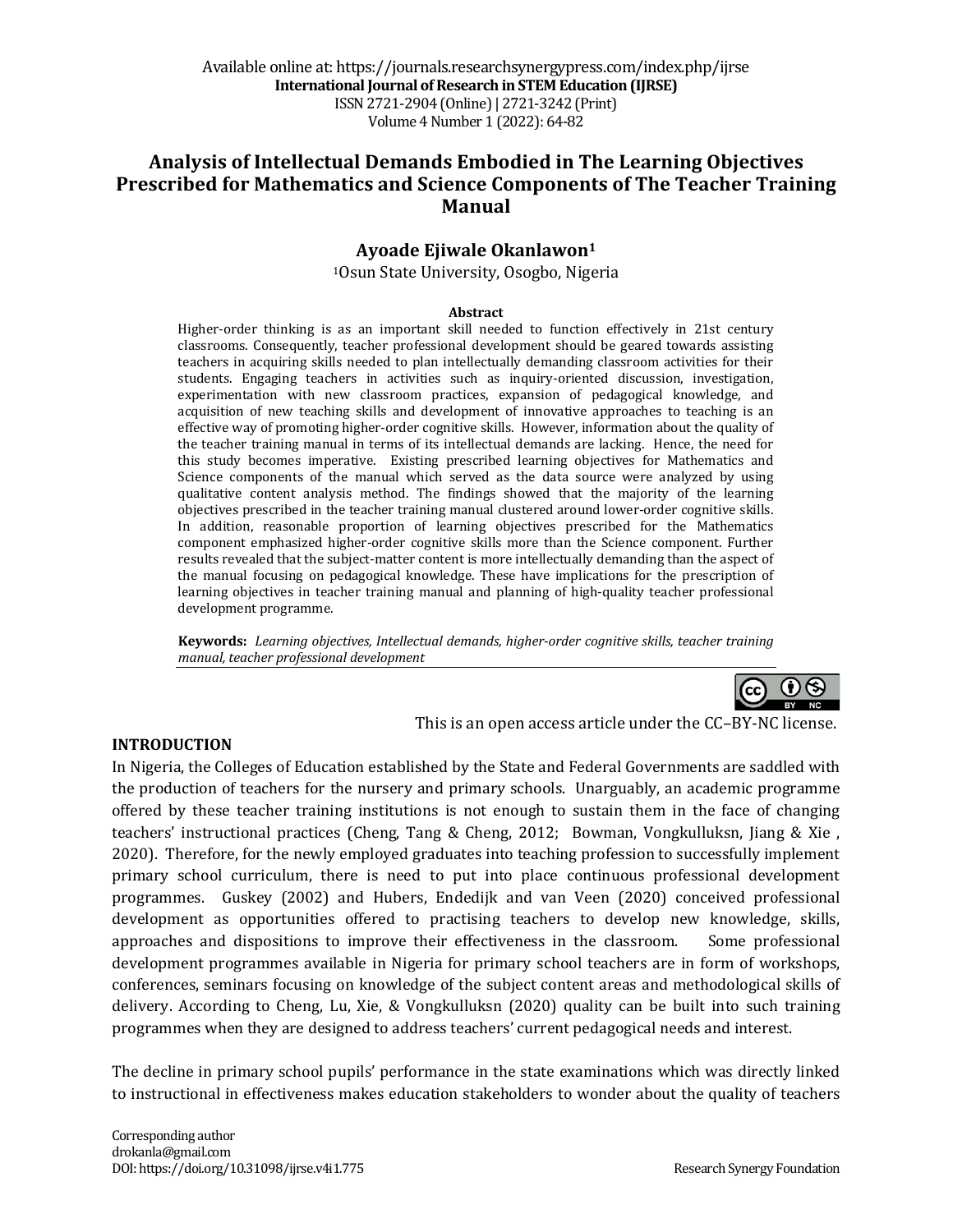Available online at: https://journals.researchsynergypress.com/index.php/ijrse
**International Journal of Research in STEM Education (IJRSE)**
ISSN 2721-2904 (Online) | 2721-3242 (Print)
Volume 4 Number 1 (2022): 64-82

# Analysis of Intellectual Demands Embodied in The Learning Objectives Prescribed for Mathematics and Science Components of The Teacher Training Manual

**Ayoade Ejiwale Okanlawon[1]**

[1]Osun State University, Osogbo, Nigeria

**Abstract**

Higher-order thinking is as an important skill needed to function effectively in 21st century classrooms. Consequently, teacher professional development should be geared towards assisting teachers in acquiring skills needed to plan intellectually demanding classroom activities for their students. Engaging teachers in activities such as inquiry-oriented discussion, investigation, experimentation with new classroom practices, expansion of pedagogical knowledge, and acquisition of new teaching skills and development of innovative approaches to teaching is an effective way of promoting higher-order cognitive skills. However, information about the quality of the teacher training manual in terms of its intellectual demands are lacking. Hence, the need for this study becomes imperative. Existing prescribed learning objectives for Mathematics and Science components of the manual which served as the data source were analyzed by using qualitative content analysis method. The findings showed that the majority of the learning objectives prescribed in the teacher training manual clustered around lower-order cognitive skills. In addition, reasonable proportion of learning objectives prescribed for the Mathematics component emphasized higher-order cognitive skills more than the Science component. Further results revealed that the subject-matter content is more intellectually demanding than the aspect of the manual focusing on pedagogical knowledge. These have implications for the prescription of learning objectives in teacher training manual and planning of high-quality teacher professional development programme.

**Keywords:** *Learning objectives, Intellectual demands, higher-order cognitive skills, teacher training manual, teacher professional development*

This is an open access article under the CC–BY-NC license.

## INTRODUCTION

In Nigeria, the Colleges of Education established by the State and Federal Governments are saddled with the production of teachers for the nursery and primary schools. Unarguably, an academic programme offered by these teacher training institutions is not enough to sustain them in the face of changing teachers' instructional practices (Cheng, Tang & Cheng, 2012; Bowman, Vongkulluksn, Jiang & Xie , 2020). Therefore, for the newly employed graduates into teaching profession to successfully implement primary school curriculum, there is need to put into place continuous professional development programmes. Guskey (2002) and Hubers, Endedijk and van Veen (2020) conceived professional development as opportunities offered to practising teachers to develop new knowledge, skills, approaches and dispositions to improve their effectiveness in the classroom. Some professional development programmes available in Nigeria for primary school teachers are in form of workshops, conferences, seminars focusing on knowledge of the subject content areas and methodological skills of delivery. According to Cheng, Lu, Xie, & Vongkulluksn (2020) quality can be built into such training programmes when they are designed to address teachers' current pedagogical needs and interest.

The decline in primary school pupils' performance in the state examinations which was directly linked to instructional in effectiveness makes education stakeholders to wonder about the quality of teachers

Corresponding author
drokanla@gmail.com
DOI: https://doi.org/10.31098/ijrse.v4i1.775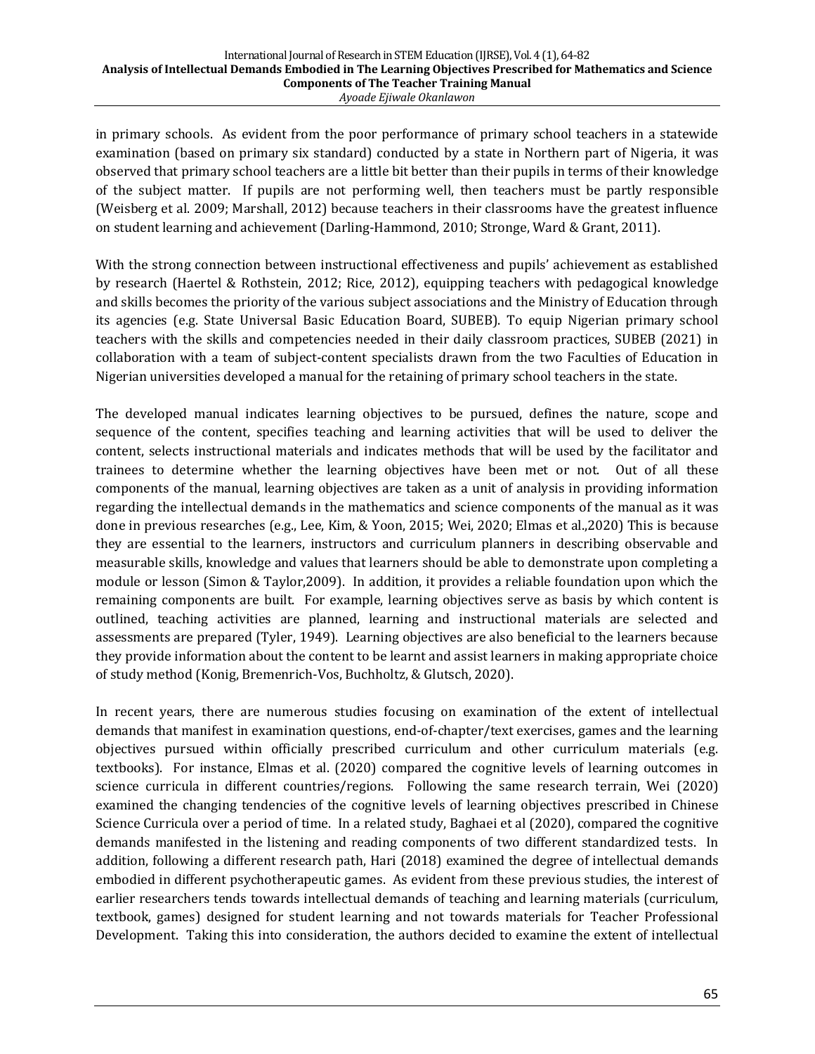in primary schools. As evident from the poor performance of primary school teachers in a statewide examination (based on primary six standard) conducted by a state in Northern part of Nigeria, it was observed that primary school teachers are a little bit better than their pupils in terms of their knowledge of the subject matter. If pupils are not performing well, then teachers must be partly responsible (Weisberg et al. 2009; Marshall, 2012) because teachers in their classrooms have the greatest influence on student learning and achievement (Darling-Hammond, 2010; Stronge, Ward & Grant, 2011).

With the strong connection between instructional effectiveness and pupils' achievement as established by research (Haertel & Rothstein, 2012; Rice, 2012), equipping teachers with pedagogical knowledge and skills becomes the priority of the various subject associations and the Ministry of Education through its agencies (e.g. State Universal Basic Education Board, SUBEB). To equip Nigerian primary school teachers with the skills and competencies needed in their daily classroom practices, SUBEB (2021) in collaboration with a team of subject-content specialists drawn from the two Faculties of Education in Nigerian universities developed a manual for the retaining of primary school teachers in the state.

The developed manual indicates learning objectives to be pursued, defines the nature, scope and sequence of the content, specifies teaching and learning activities that will be used to deliver the content, selects instructional materials and indicates methods that will be used by the facilitator and trainees to determine whether the learning objectives have been met or not. Out of all these components of the manual, learning objectives are taken as a unit of analysis in providing information regarding the intellectual demands in the mathematics and science components of the manual as it was done in previous researches (e.g., Lee, Kim, & Yoon, 2015; Wei, 2020; Elmas et al.,2020) This is because they are essential to the learners, instructors and curriculum planners in describing observable and measurable skills, knowledge and values that learners should be able to demonstrate upon completing a module or lesson (Simon & Taylor,2009). In addition, it provides a reliable foundation upon which the remaining components are built. For example, learning objectives serve as basis by which content is outlined, teaching activities are planned, learning and instructional materials are selected and assessments are prepared (Tyler, 1949). Learning objectives are also beneficial to the learners because they provide information about the content to be learnt and assist learners in making appropriate choice of study method (Konig, Bremenrich-Vos, Buchholtz, & Glutsch, 2020).

In recent years, there are numerous studies focusing on examination of the extent of intellectual demands that manifest in examination questions, end-of-chapter/text exercises, games and the learning objectives pursued within officially prescribed curriculum and other curriculum materials (e.g. textbooks). For instance, Elmas et al. (2020) compared the cognitive levels of learning outcomes in science curricula in different countries/regions. Following the same research terrain, Wei (2020) examined the changing tendencies of the cognitive levels of learning objectives prescribed in Chinese Science Curricula over a period of time. In a related study, Baghaei et al (2020), compared the cognitive demands manifested in the listening and reading components of two different standardized tests. In addition, following a different research path, Hari (2018) examined the degree of intellectual demands embodied in different psychotherapeutic games. As evident from these previous studies, the interest of earlier researchers tends towards intellectual demands of teaching and learning materials (curriculum, textbook, games) designed for student learning and not towards materials for Teacher Professional Development. Taking this into consideration, the authors decided to examine the extent of intellectual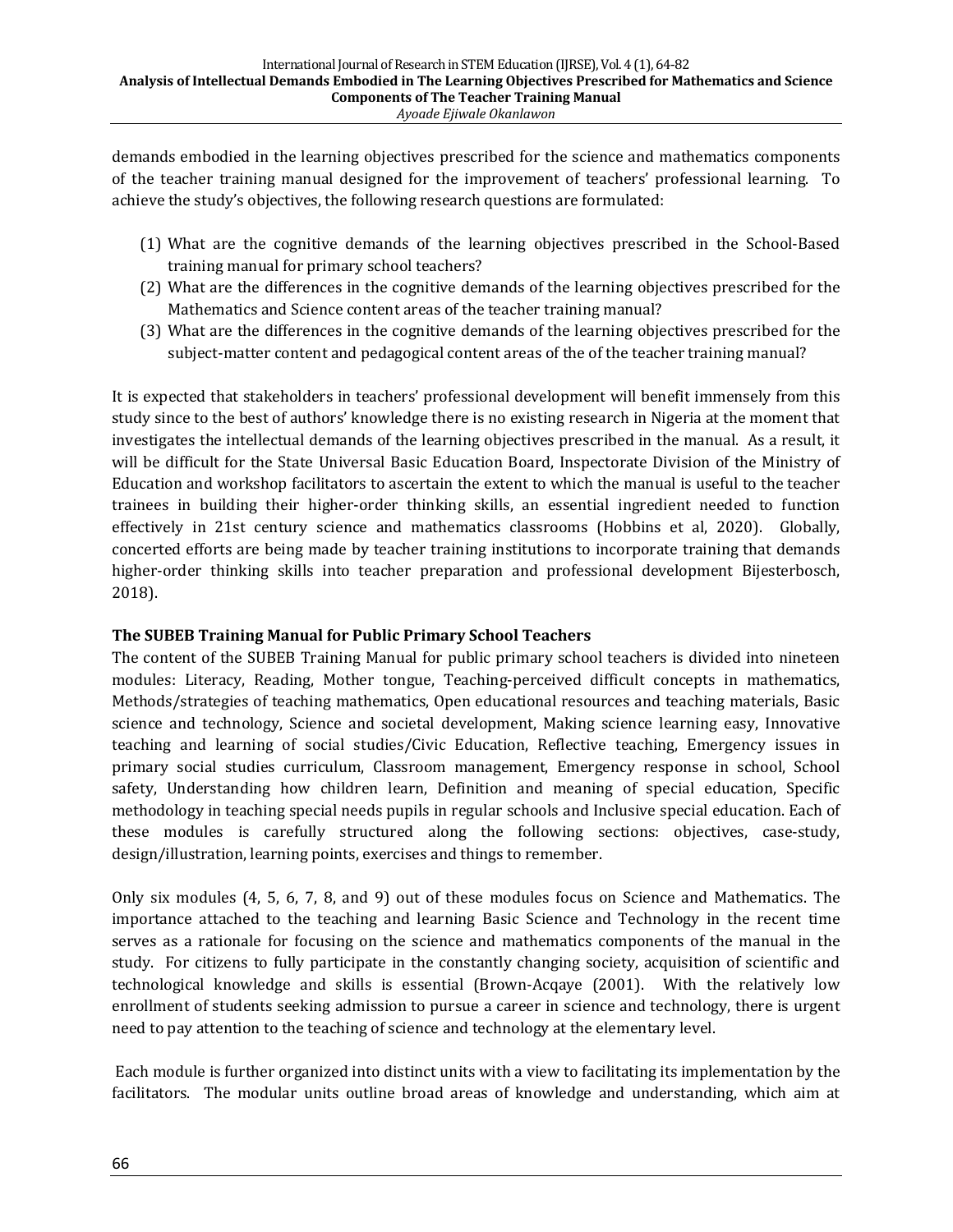demands embodied in the learning objectives prescribed for the science and mathematics components of the teacher training manual designed for the improvement of teachers' professional learning. To achieve the study's objectives, the following research questions are formulated:

(1) What are the cognitive demands of the learning objectives prescribed in the School-Based training manual for primary school teachers?
(2) What are the differences in the cognitive demands of the learning objectives prescribed for the Mathematics and Science content areas of the teacher training manual?
(3) What are the differences in the cognitive demands of the learning objectives prescribed for the subject-matter content and pedagogical content areas of the of the teacher training manual?

It is expected that stakeholders in teachers' professional development will benefit immensely from this study since to the best of authors' knowledge there is no existing research in Nigeria at the moment that investigates the intellectual demands of the learning objectives prescribed in the manual. As a result, it will be difficult for the State Universal Basic Education Board, Inspectorate Division of the Ministry of Education and workshop facilitators to ascertain the extent to which the manual is useful to the teacher trainees in building their higher-order thinking skills, an essential ingredient needed to function effectively in 21st century science and mathematics classrooms (Hobbins et al, 2020). Globally, concerted efforts are being made by teacher training institutions to incorporate training that demands higher-order thinking skills into teacher preparation and professional development Bijesterbosch, 2018).

**The SUBEB Training Manual for Public Primary School Teachers**

The content of the SUBEB Training Manual for public primary school teachers is divided into nineteen modules: Literacy, Reading, Mother tongue, Teaching-perceived difficult concepts in mathematics, Methods/strategies of teaching mathematics, Open educational resources and teaching materials, Basic science and technology, Science and societal development, Making science learning easy, Innovative teaching and learning of social studies/Civic Education, Reflective teaching, Emergency issues in primary social studies curriculum, Classroom management, Emergency response in school, School safety, Understanding how children learn, Definition and meaning of special education, Specific methodology in teaching special needs pupils in regular schools and Inclusive special education. Each of these modules is carefully structured along the following sections: objectives, case-study, design/illustration, learning points, exercises and things to remember.

Only six modules (4, 5, 6, 7, 8, and 9) out of these modules focus on Science and Mathematics. The importance attached to the teaching and learning Basic Science and Technology in the recent time serves as a rationale for focusing on the science and mathematics components of the manual in the study. For citizens to fully participate in the constantly changing society, acquisition of scientific and technological knowledge and skills is essential (Brown-Acqaye (2001). With the relatively low enrollment of students seeking admission to pursue a career in science and technology, there is urgent need to pay attention to the teaching of science and technology at the elementary level.

Each module is further organized into distinct units with a view to facilitating its implementation by the facilitators. The modular units outline broad areas of knowledge and understanding, which aim at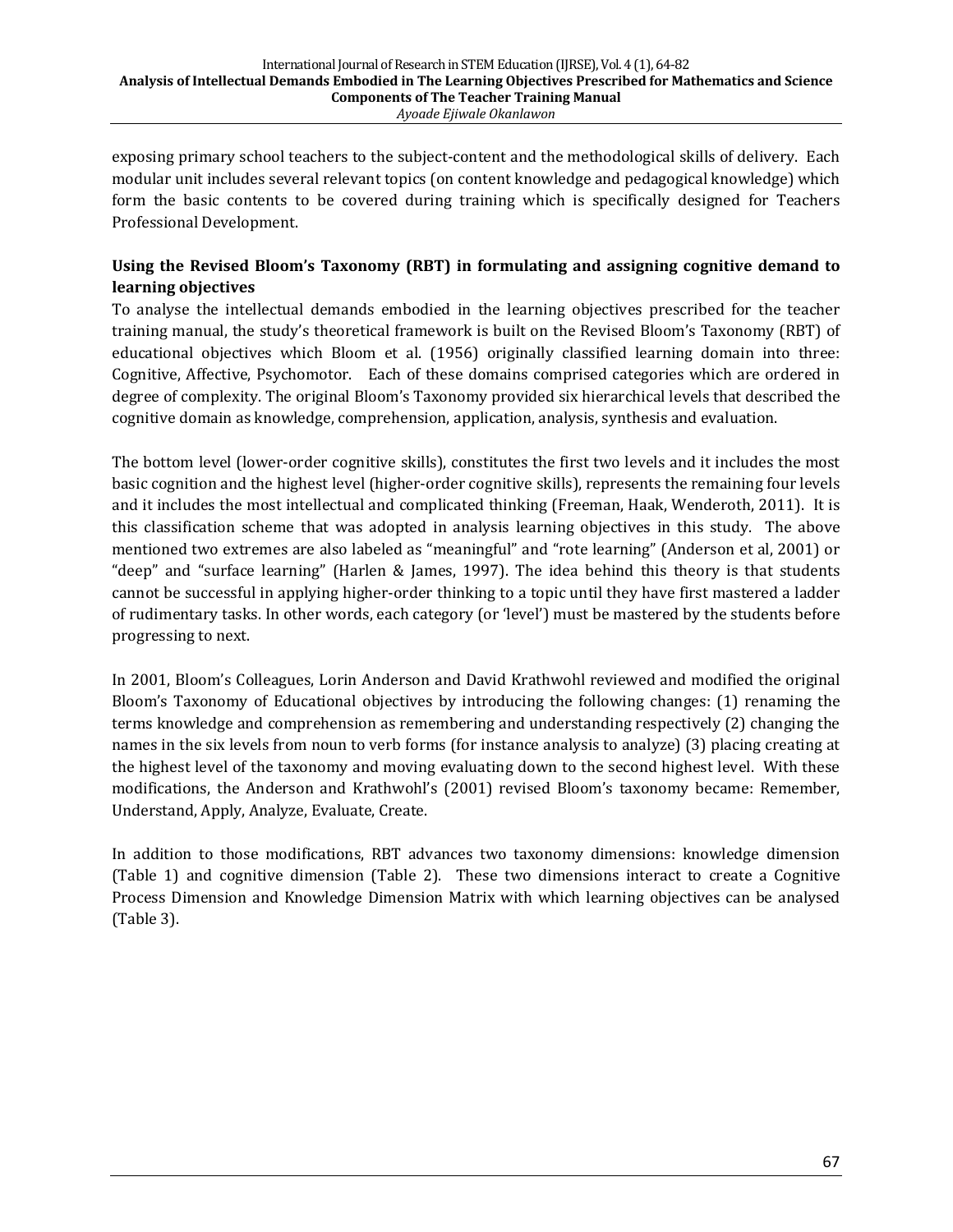exposing primary school teachers to the subject-content and the methodological skills of delivery. Each modular unit includes several relevant topics (on content knowledge and pedagogical knowledge) which form the basic contents to be covered during training which is specifically designed for Teachers Professional Development.

### Using the Revised Bloom's Taxonomy (RBT) in formulating and assigning cognitive demand to learning objectives

To analyse the intellectual demands embodied in the learning objectives prescribed for the teacher training manual, the study's theoretical framework is built on the Revised Bloom's Taxonomy (RBT) of educational objectives which Bloom et al. (1956) originally classified learning domain into three: Cognitive, Affective, Psychomotor. Each of these domains comprised categories which are ordered in degree of complexity. The original Bloom's Taxonomy provided six hierarchical levels that described the cognitive domain as knowledge, comprehension, application, analysis, synthesis and evaluation.

The bottom level (lower-order cognitive skills), constitutes the first two levels and it includes the most basic cognition and the highest level (higher-order cognitive skills), represents the remaining four levels and it includes the most intellectual and complicated thinking (Freeman, Haak, Wenderoth, 2011). It is this classification scheme that was adopted in analysis learning objectives in this study. The above mentioned two extremes are also labeled as "meaningful" and "rote learning" (Anderson et al, 2001) or "deep" and "surface learning" (Harlen & James, 1997). The idea behind this theory is that students cannot be successful in applying higher-order thinking to a topic until they have first mastered a ladder of rudimentary tasks. In other words, each category (or 'level') must be mastered by the students before progressing to next.

In 2001, Bloom's Colleagues, Lorin Anderson and David Krathwohl reviewed and modified the original Bloom's Taxonomy of Educational objectives by introducing the following changes: (1) renaming the terms knowledge and comprehension as remembering and understanding respectively (2) changing the names in the six levels from noun to verb forms (for instance analysis to analyze) (3) placing creating at the highest level of the taxonomy and moving evaluating down to the second highest level. With these modifications, the Anderson and Krathwohl's (2001) revised Bloom's taxonomy became: Remember, Understand, Apply, Analyze, Evaluate, Create.

In addition to those modifications, RBT advances two taxonomy dimensions: knowledge dimension (Table 1) and cognitive dimension (Table 2). These two dimensions interact to create a Cognitive Process Dimension and Knowledge Dimension Matrix with which learning objectives can be analysed (Table 3).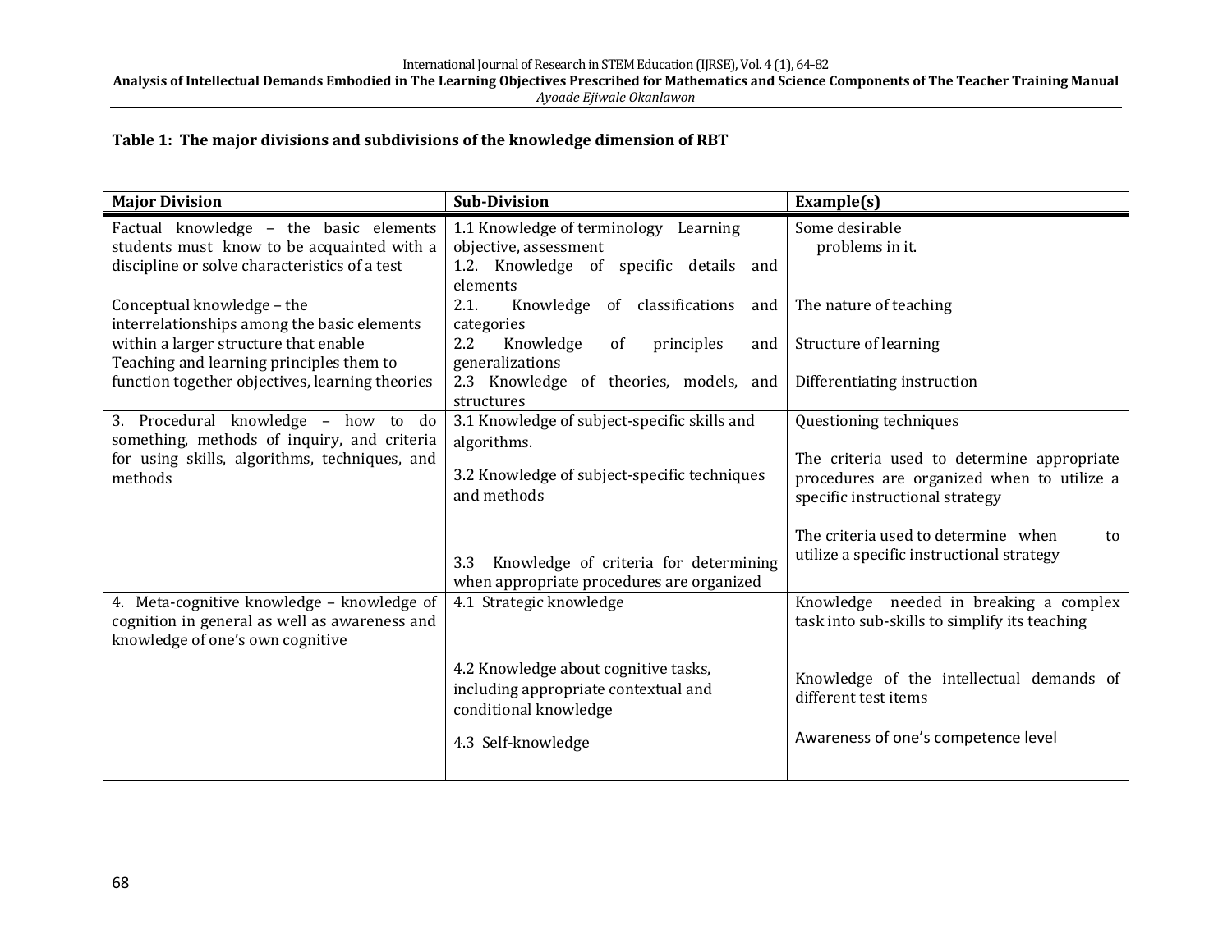**Table 1: The major divisions and subdivisions of the knowledge dimension of RBT**

| Major Division | Sub-Division | Example(s) |
|---|---|---|
| Factual knowledge – the basic elements students must know to be acquainted with a discipline or solve characteristics of a test | 1.1 Knowledge of terminology Learning objective, assessment<br>1.2. Knowledge of specific details and elements | Some desirable problems in it. |
| Conceptual knowledge – the interrelationships among the basic elements within a larger structure that enable Teaching and learning principles them to function together objectives, learning theories | 2.1. Knowledge of classifications and categories<br>2.2 Knowledge of principles and generalizations<br>2.3 Knowledge of theories, models, and structures | The nature of teaching<br>Structure of learning<br>Differentiating instruction |
| 3. Procedural knowledge – how to do something, methods of inquiry, and criteria for using skills, algorithms, techniques, and methods | 3.1 Knowledge of subject-specific skills and algorithms.<br>3.2 Knowledge of subject-specific techniques and methods<br>3.3 Knowledge of criteria for determining when appropriate procedures are organized | Questioning techniques<br>The criteria used to determine appropriate procedures are organized when to utilize a specific instructional strategy<br>The criteria used to determine when to utilize a specific instructional strategy |
| 4. Meta-cognitive knowledge – knowledge of cognition in general as well as awareness and knowledge of one's own cognitive | 4.1 Strategic knowledge<br>4.2 Knowledge about cognitive tasks, including appropriate contextual and conditional knowledge<br>4.3 Self-knowledge | Knowledge needed in breaking a complex task into sub-skills to simplify its teaching<br>Knowledge of the intellectual demands of different test items<br>Awareness of one's competence level |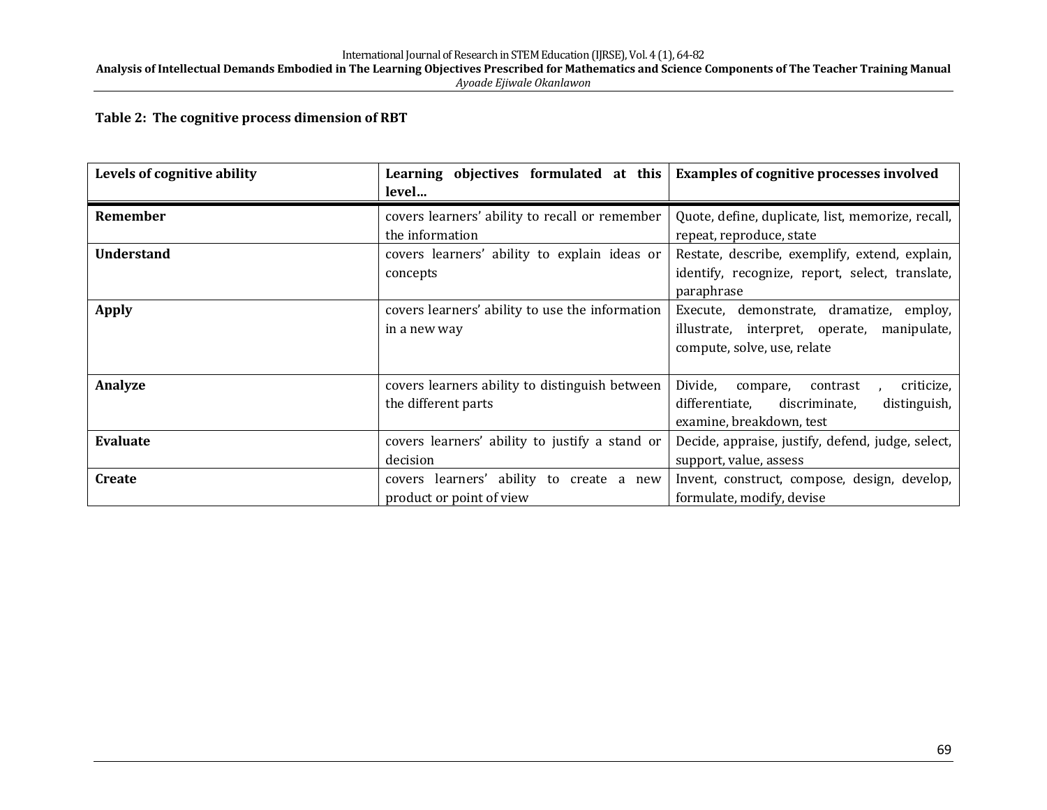**Table 2: The cognitive process dimension of RBT**

| Levels of cognitive ability | Learning objectives formulated at this level… | Examples of cognitive processes involved |
|---|---|---|
| **Remember** | covers learners' ability to recall or remember the information | Quote, define, duplicate, list, memorize, recall, repeat, reproduce, state |
| **Understand** | covers learners' ability to explain ideas or concepts | Restate, describe, exemplify, extend, explain, identify, recognize, report, select, translate, paraphrase |
| **Apply** | covers learners' ability to use the information in a new way | Execute, demonstrate, dramatize, employ, illustrate, interpret, operate, manipulate, compute, solve, use, relate |
| **Analyze** | covers learners ability to distinguish between the different parts | Divide, compare, contrast , criticize, differentiate, discriminate, distinguish, examine, breakdown, test |
| **Evaluate** | covers learners' ability to justify a stand or decision | Decide, appraise, justify, defend, judge, select, support, value, assess |
| **Create** | covers learners' ability to create a new product or point of view | Invent, construct, compose, design, develop, formulate, modify, devise |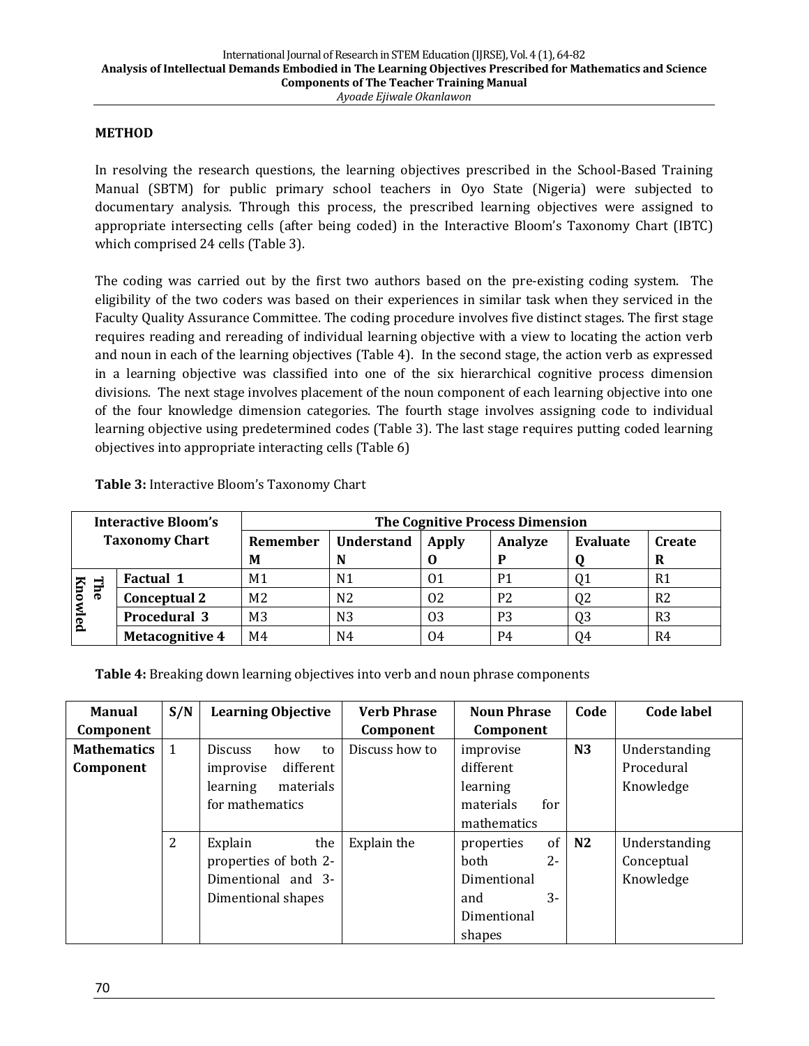## METHOD

In resolving the research questions, the learning objectives prescribed in the School-Based Training Manual (SBTM) for public primary school teachers in Oyo State (Nigeria) were subjected to documentary analysis. Through this process, the prescribed learning objectives were assigned to appropriate intersecting cells (after being coded) in the Interactive Bloom's Taxonomy Chart (IBTC) which comprised 24 cells (Table 3).

The coding was carried out by the first two authors based on the pre-existing coding system. The eligibility of the two coders was based on their experiences in similar task when they serviced in the Faculty Quality Assurance Committee. The coding procedure involves five distinct stages. The first stage requires reading and rereading of individual learning objective with a view to locating the action verb and noun in each of the learning objectives (Table 4). In the second stage, the action verb as expressed in a learning objective was classified into one of the six hierarchical cognitive process dimension divisions. The next stage involves placement of the noun component of each learning objective into one of the four knowledge dimension categories. The fourth stage involves assigning code to individual learning objective using predetermined codes (Table 3). The last stage requires putting coded learning objectives into appropriate interacting cells (Table 6)

**Table 3:** Interactive Bloom's Taxonomy Chart

| Interactive Bloom's Taxonomy Chart | | The Cognitive Process Dimension | | | | | |
|---|---|---|---|---|---|---|---|
| | | Remember M | Understand N | Apply O | Analyze P | Evaluate Q | Create R |
| The Knowled | Factual 1 | M1 | N1 | O1 | P1 | Q1 | R1 |
| | Conceptual 2 | M2 | N2 | O2 | P2 | Q2 | R2 |
| | Procedural 3 | M3 | N3 | O3 | P3 | Q3 | R3 |
| | Metacognitive 4 | M4 | N4 | O4 | P4 | Q4 | R4 |

**Table 4:** Breaking down learning objectives into verb and noun phrase components

| Manual Component | S/N | Learning Objective | Verb Phrase Component | Noun Phrase Component | Code | Code label |
|---|---|---|---|---|---|---|
| Mathematics Component | 1 | Discuss how to improvise different learning materials for mathematics | Discuss how to | improvise different learning materials for mathematics | N3 | Understanding Procedural Knowledge |
| | 2 | Explain the properties of both 2-Dimentional and 3-Dimentional shapes | Explain the | properties of both 2-Dimentional and 3-Dimentional shapes | N2 | Understanding Conceptual Knowledge |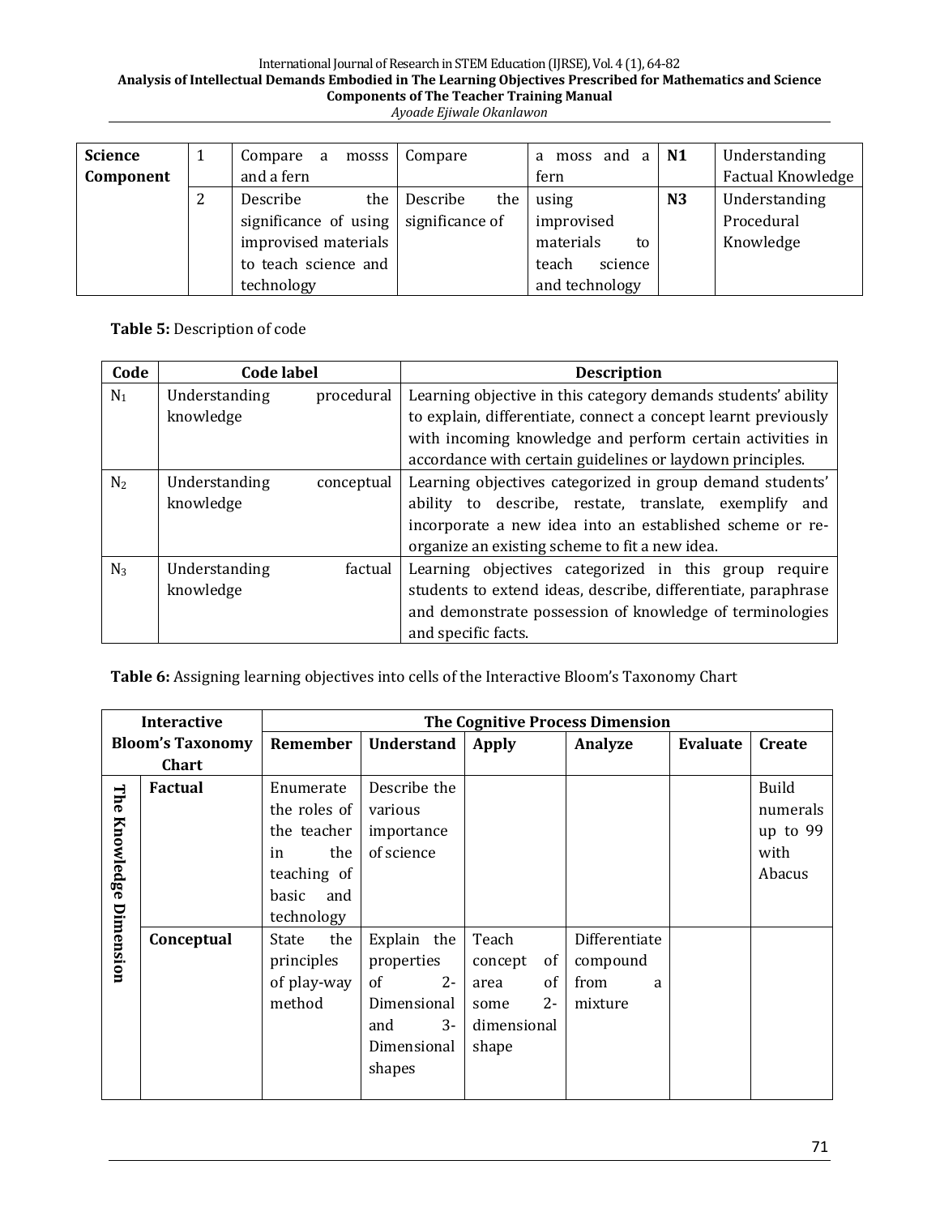| Science Component | 1 | Compare a mosss and a fern | Compare | a moss and a fern | N1 | Understanding Factual Knowledge |
|---|---|---|---|---|---|---|
| | 2 | Describe the significance of using improvised materials to teach science and technology | Describe the significance of | using improvised materials to teach science and technology | N3 | Understanding Procedural Knowledge |

**Table 5:** Description of code

| Code | Code label | Description |
|---|---|---|
| $N_1$ | Understanding procedural knowledge | Learning objective in this category demands students' ability to explain, differentiate, connect a concept learnt previously with incoming knowledge and perform certain activities in accordance with certain guidelines or laydown principles. |
| $N_2$ | Understanding conceptual knowledge | Learning objectives categorized in group demand students' ability to describe, restate, translate, exemplify and incorporate a new idea into an established scheme or re-organize an existing scheme to fit a new idea. |
| $N_3$ | Understanding factual knowledge | Learning objectives categorized in this group require students to extend ideas, describe, differentiate, paraphrase and demonstrate possession of knowledge of terminologies and specific facts. |

**Table 6:** Assigning learning objectives into cells of the Interactive Bloom's Taxonomy Chart

| Interactive Bloom's Taxonomy Chart | | The Cognitive Process Dimension | | | | | |
|---|---|---|---|---|---|---|---|
| | | Remember | Understand | Apply | Analyze | Evaluate | Create |
| The Knowledge Dimension | Factual | Enumerate the roles of the teacher in the teaching of basic and technology | Describe the various importance of science | | | | Build numerals up to 99 with Abacus |
| | Conceptual | State the principles of play-way method | Explain the properties of 2-Dimensional and 3-Dimensional shapes | Teach concept of area of some 2-dimensional shape | Differentiate compound from a mixture | | |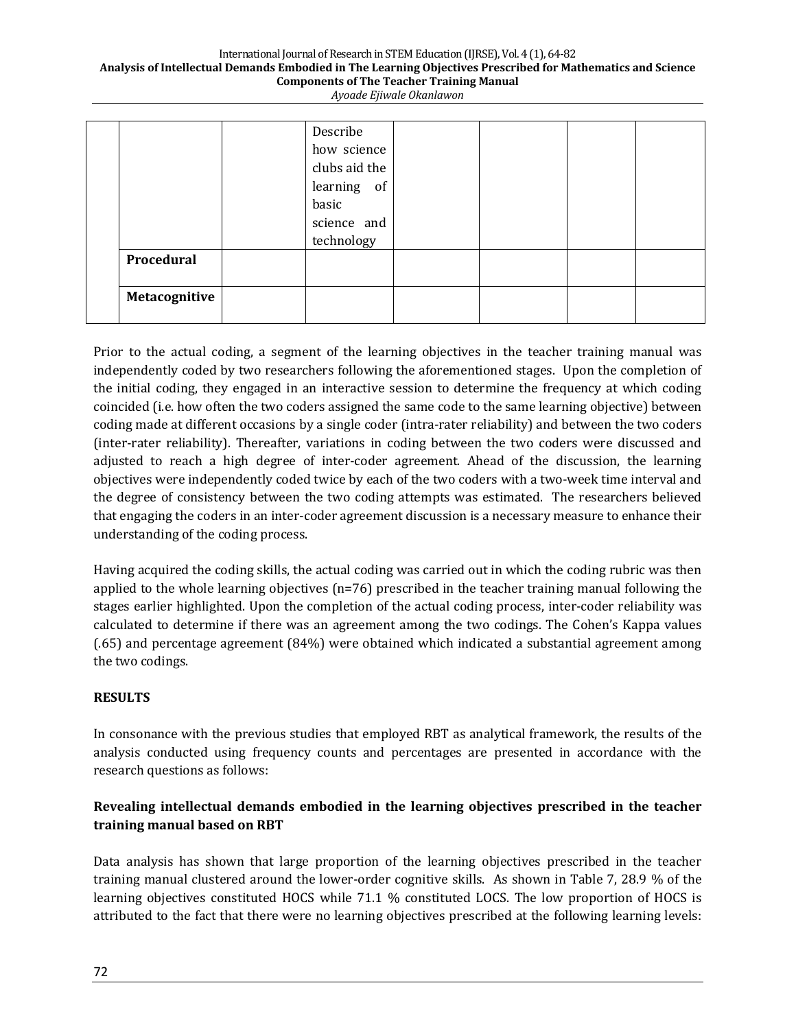| | | | | | | | |
|---|---|---|---|---|---|---|---|
| | | | Describe how science clubs aid the learning of basic science and technology | | | | |
| | **Procedural** | | | | | | |
| | **Metacognitive** | | | | | | |

Prior to the actual coding, a segment of the learning objectives in the teacher training manual was independently coded by two researchers following the aforementioned stages. Upon the completion of the initial coding, they engaged in an interactive session to determine the frequency at which coding coincided (i.e. how often the two coders assigned the same code to the same learning objective) between coding made at different occasions by a single coder (intra-rater reliability) and between the two coders (inter-rater reliability). Thereafter, variations in coding between the two coders were discussed and adjusted to reach a high degree of inter-coder agreement. Ahead of the discussion, the learning objectives were independently coded twice by each of the two coders with a two-week time interval and the degree of consistency between the two coding attempts was estimated. The researchers believed that engaging the coders in an inter-coder agreement discussion is a necessary measure to enhance their understanding of the coding process.

Having acquired the coding skills, the actual coding was carried out in which the coding rubric was then applied to the whole learning objectives (n=76) prescribed in the teacher training manual following the stages earlier highlighted. Upon the completion of the actual coding process, inter-coder reliability was calculated to determine if there was an agreement among the two codings. The Cohen's Kappa values (.65) and percentage agreement (84%) were obtained which indicated a substantial agreement among the two codings.

## RESULTS

In consonance with the previous studies that employed RBT as analytical framework, the results of the analysis conducted using frequency counts and percentages are presented in accordance with the research questions as follows:

### Revealing intellectual demands embodied in the learning objectives prescribed in the teacher training manual based on RBT

Data analysis has shown that large proportion of the learning objectives prescribed in the teacher training manual clustered around the lower-order cognitive skills. As shown in Table 7, 28.9 % of the learning objectives constituted HOCS while 71.1 % constituted LOCS. The low proportion of HOCS is attributed to the fact that there were no learning objectives prescribed at the following learning levels: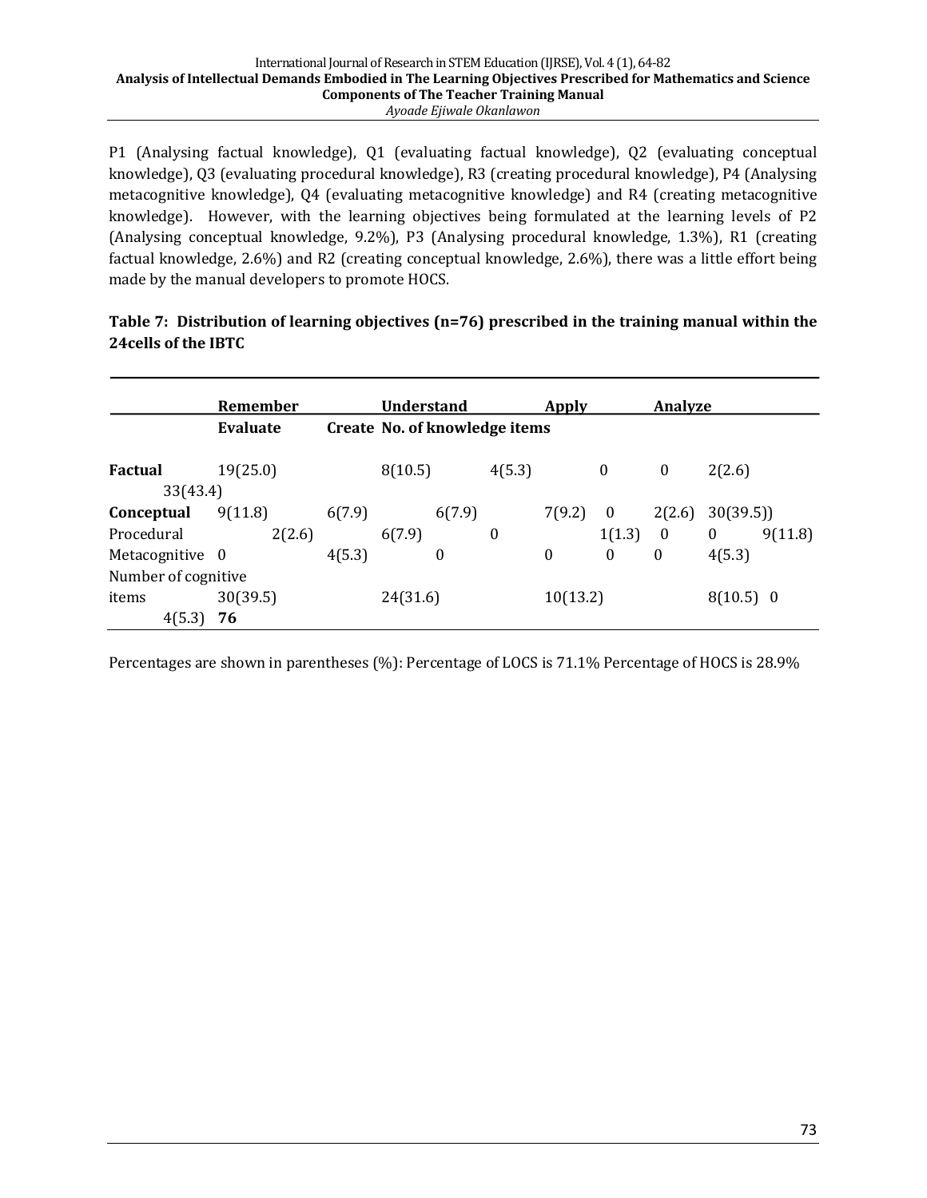P1 (Analysing factual knowledge), Q1 (evaluating factual knowledge), Q2 (evaluating conceptual knowledge), Q3 (evaluating procedural knowledge), R3 (creating procedural knowledge), P4 (Analysing metacognitive knowledge), Q4 (evaluating metacognitive knowledge) and R4 (creating metacognitive knowledge). However, with the learning objectives being formulated at the learning levels of P2 (Analysing conceptual knowledge, 9.2%), P3 (Analysing procedural knowledge, 1.3%), R1 (creating factual knowledge, 2.6%) and R2 (creating conceptual knowledge, 2.6%), there was a little effort being made by the manual developers to promote HOCS.

**Table 7: Distribution of learning objectives (n=76) prescribed in the training manual within the 24cells of the IBTC**

| | Remember | Understand | Apply | Analyze | Evaluate | Create | No. of knowledge items |
|---|---|---|---|---|---|---|---|
| **Factual** | 19(25.0) | 8(10.5) | 4(5.3) | 0 | 0 | 2(2.6) | 33(43.4) |
| **Conceptual** | 9(11.8) | 6(7.9) | 6(7.9) | 7(9.2) | 0 | 2(2.6) | 30(39.5)) |
| Procedural | 2(2.6) | 6(7.9) | 0 | 1(1.3) | 0 | 0 | 9(11.8) |
| Metacognitive | 0 | 4(5.3) | 0 | 0 | 0 | 0 | 4(5.3) |
| Number of cognitive items | 30(39.5) | 24(31.6) | 10(13.2) | 8(10.5) | 0 | 4(5.3) | **76** |

Percentages are shown in parentheses (%): Percentage of LOCS is 71.1% Percentage of HOCS is 28.9%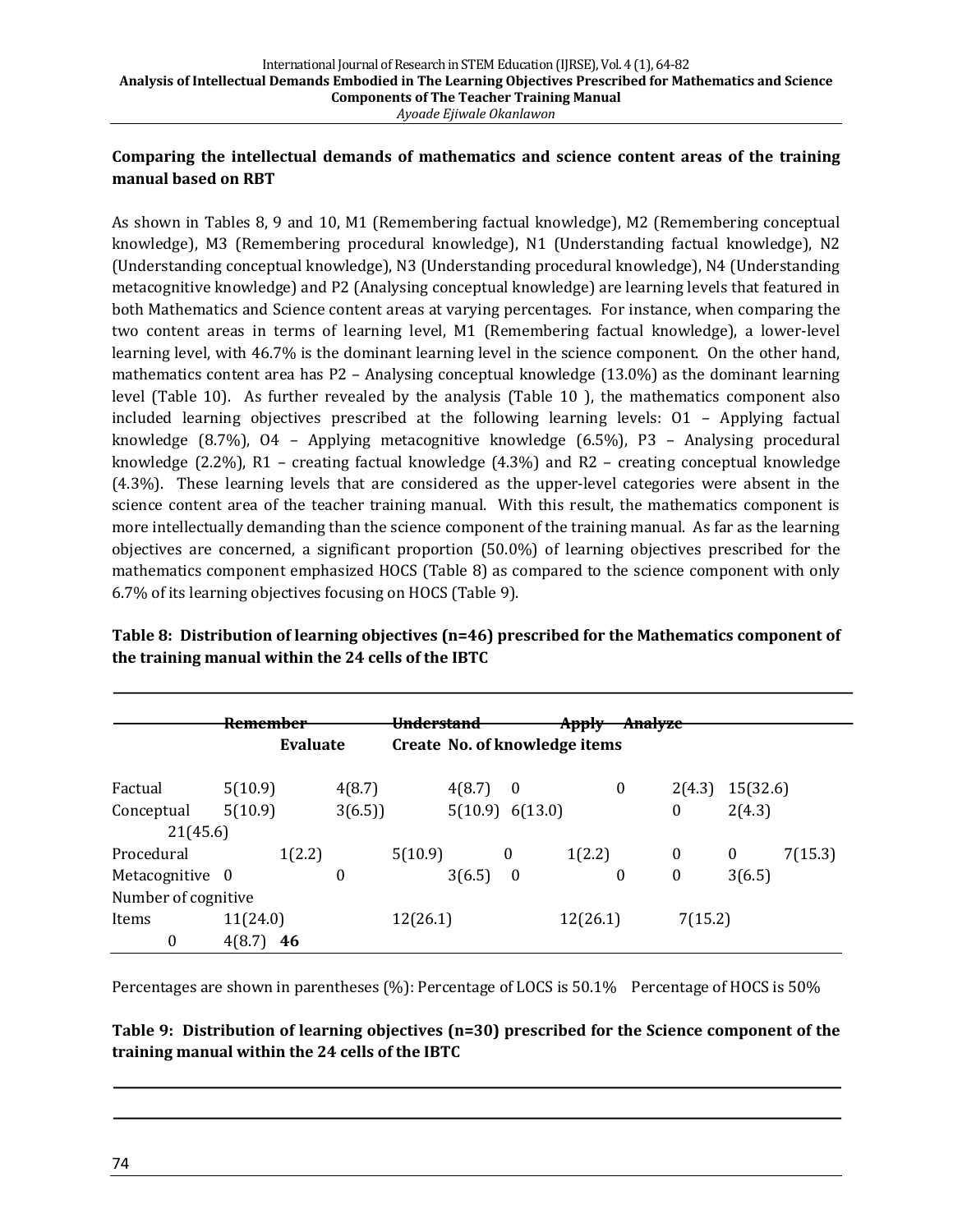## Comparing the intellectual demands of mathematics and science content areas of the training manual based on RBT

As shown in Tables 8, 9 and 10, M1 (Remembering factual knowledge), M2 (Remembering conceptual knowledge), M3 (Remembering procedural knowledge), N1 (Understanding factual knowledge), N2 (Understanding conceptual knowledge), N3 (Understanding procedural knowledge), N4 (Understanding metacognitive knowledge) and P2 (Analysing conceptual knowledge) are learning levels that featured in both Mathematics and Science content areas at varying percentages. For instance, when comparing the two content areas in terms of learning level, M1 (Remembering factual knowledge), a lower-level learning level, with 46.7% is the dominant learning level in the science component. On the other hand, mathematics content area has P2 – Analysing conceptual knowledge (13.0%) as the dominant learning level (Table 10). As further revealed by the analysis (Table 10 ), the mathematics component also included learning objectives prescribed at the following learning levels: O1 – Applying factual knowledge (8.7%), O4 – Applying metacognitive knowledge (6.5%), P3 – Analysing procedural knowledge (2.2%), R1 – creating factual knowledge (4.3%) and R2 – creating conceptual knowledge (4.3%). These learning levels that are considered as the upper-level categories were absent in the science content area of the teacher training manual. With this result, the mathematics component is more intellectually demanding than the science component of the training manual. As far as the learning objectives are concerned, a significant proportion (50.0%) of learning objectives prescribed for the mathematics component emphasized HOCS (Table 8) as compared to the science component with only 6.7% of its learning objectives focusing on HOCS (Table 9).

**Table 8: Distribution of learning objectives (n=46) prescribed for the Mathematics component of the training manual within the 24 cells of the IBTC**

| | Remember | Understand | Apply | Analyze | Evaluate | Create | No. of knowledge items |
|---|---|---|---|---|---|---|---|
| Factual | 5(10.9) | 4(8.7) | 4(8.7) | 0 | 0 | 2(4.3) | 15(32.6) |
| Conceptual | 5(10.9) | 3(6.5)) | 5(10.9) | 6(13.0) | 0 | 2(4.3) | 21(45.6) |
| Procedural | 1(2.2) | 5(10.9) | 0 | 1(2.2) | 0 | 0 | 7(15.3) |
| Metacognitive | 0 | 0 | 3(6.5) | 0 | 0 | 0 | 3(6.5) |
| Number of cognitive Items | 11(24.0) | 12(26.1) | 12(26.1) | 7(15.2) | 0 | 4(8.7) | **46** |

Percentages are shown in parentheses (%): Percentage of LOCS is 50.1% Percentage of HOCS is 50%

**Table 9: Distribution of learning objectives (n=30) prescribed for the Science component of the training manual within the 24 cells of the IBTC**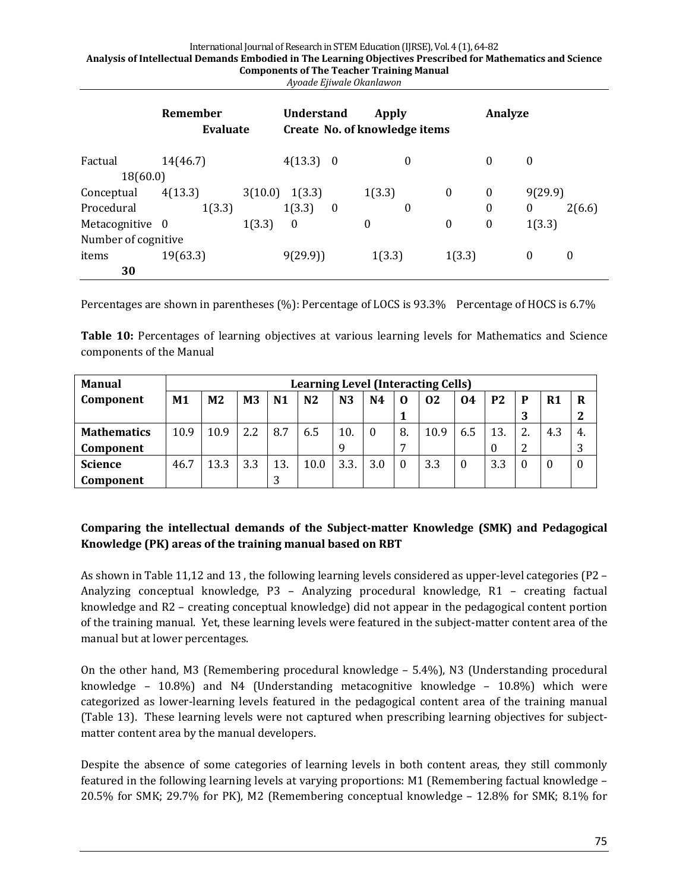| | Remember | Understand | Apply | Analyze | Evaluate | Create | No. of knowledge items |
|---|---|---|---|---|---|---|---|
| Factual | 14(46.7) | 4(13.3) | 0 | 0 | 0 | 0 | 18(60.0) |
| Conceptual | 4(13.3) | 3(10.0) | 1(3.3) | 1(3.3) | 0 | 0 | 9(29.9) |
| Procedural | 1(3.3) | 1(3.3) | 0 | 0 | 0 | 0 | 2(6.6) |
| Metacognitive | 0 | 1(3.3) | 0 | 0 | 0 | 0 | 1(3.3) |
| Number of cognitive items | 19(63.3) | 9(29.9)) | 1(3.3) | 1(3.3) | 0 | 0 | **30** |

Percentages are shown in parentheses (%): Percentage of LOCS is 93.3% Percentage of HOCS is 6.7%

**Table 10:** Percentages of learning objectives at various learning levels for Mathematics and Science components of the Manual

| Manual Component | Learning Level (Interacting Cells) | | | | | | | | | | | | | |
|---|---|---|---|---|---|---|---|---|---|---|---|---|---|---|
| | **M1** | **M2** | **M3** | **N1** | **N2** | **N3** | **N4** | **O1** | **O2** | **O4** | **P2** | **P3** | **R1** | **R2** |
| **Mathematics Component** | 10.9 | 10.9 | 2.2 | 8.7 | 6.5 | 10.9 | 0 | 8.7 | 10.9 | 6.5 | 13.0 | 2.2 | 4.3 | 4.3 |
| **Science Component** | 46.7 | 13.3 | 3.3 | 13.3 | 10.0 | 3.3. | 3.0 | 0 | 3.3 | 0 | 3.3 | 0 | 0 | 0 |

**Comparing the intellectual demands of the Subject-matter Knowledge (SMK) and Pedagogical Knowledge (PK) areas of the training manual based on RBT**

As shown in Table 11,12 and 13 , the following learning levels considered as upper-level categories (P2 – Analyzing conceptual knowledge, P3 – Analyzing procedural knowledge, R1 – creating factual knowledge and R2 – creating conceptual knowledge) did not appear in the pedagogical content portion of the training manual. Yet, these learning levels were featured in the subject-matter content area of the manual but at lower percentages.

On the other hand, M3 (Remembering procedural knowledge – 5.4%), N3 (Understanding procedural knowledge – 10.8%) and N4 (Understanding metacognitive knowledge – 10.8%) which were categorized as lower-learning levels featured in the pedagogical content area of the training manual (Table 13). These learning levels were not captured when prescribing learning objectives for subject-matter content area by the manual developers.

Despite the absence of some categories of learning levels in both content areas, they still commonly featured in the following learning levels at varying proportions: M1 (Remembering factual knowledge – 20.5% for SMK; 29.7% for PK), M2 (Remembering conceptual knowledge – 12.8% for SMK; 8.1% for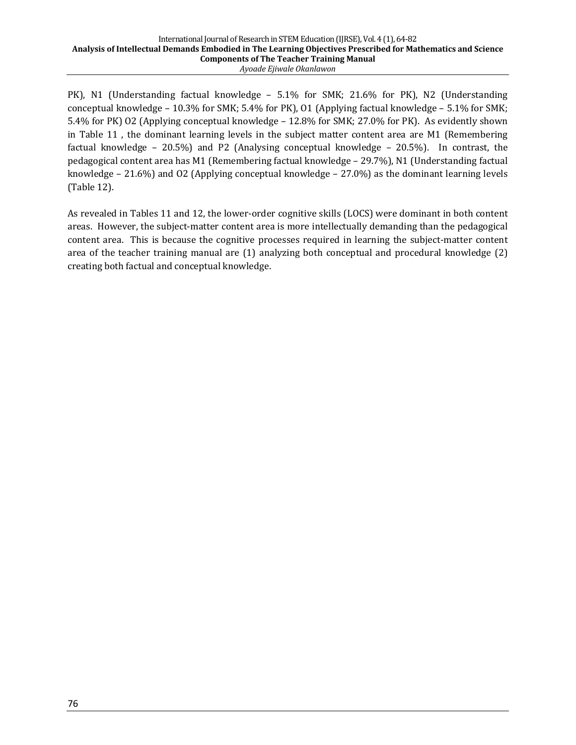PK), N1 (Understanding factual knowledge – 5.1% for SMK; 21.6% for PK), N2 (Understanding conceptual knowledge – 10.3% for SMK; 5.4% for PK), O1 (Applying factual knowledge – 5.1% for SMK; 5.4% for PK) O2 (Applying conceptual knowledge – 12.8% for SMK; 27.0% for PK). As evidently shown in Table 11 , the dominant learning levels in the subject matter content area are M1 (Remembering factual knowledge – 20.5%) and P2 (Analysing conceptual knowledge – 20.5%). In contrast, the pedagogical content area has M1 (Remembering factual knowledge – 29.7%), N1 (Understanding factual knowledge – 21.6%) and O2 (Applying conceptual knowledge – 27.0%) as the dominant learning levels (Table 12).

As revealed in Tables 11 and 12, the lower-order cognitive skills (LOCS) were dominant in both content areas. However, the subject-matter content area is more intellectually demanding than the pedagogical content area. This is because the cognitive processes required in learning the subject-matter content area of the teacher training manual are (1) analyzing both conceptual and procedural knowledge (2) creating both factual and conceptual knowledge.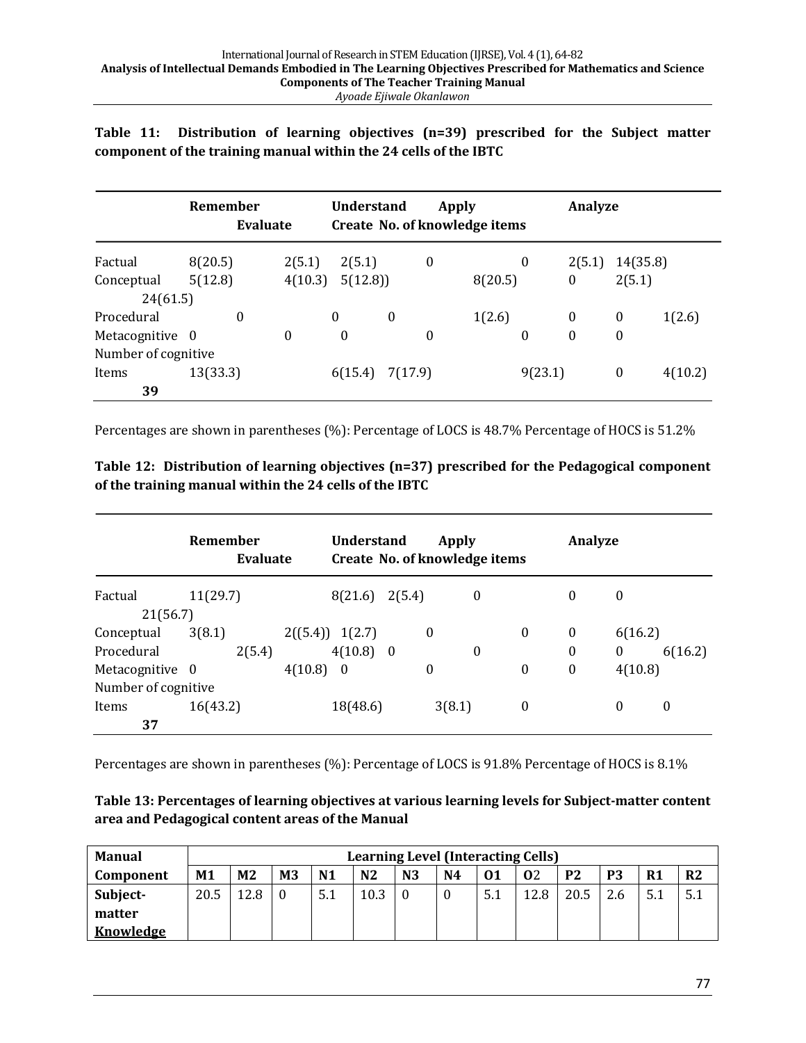**Table 11: Distribution of learning objectives (n=39) prescribed for the Subject matter component of the training manual within the 24 cells of the IBTC**

| | Remember | Understand | Apply | Analyze | Evaluate | Create | No. of knowledge items |
|---|---|---|---|---|---|---|---|
| Factual | 8(20.5) | 2(5.1) | 2(5.1) | 0 | 0 | 2(5.1) | 14(35.8) |
| Conceptual | 5(12.8) | 4(10.3) | 5(12.8)) | 8(20.5) | 0 | 2(5.1) | 24(61.5) |
| Procedural | 0 | 0 | 0 | 1(2.6) | 0 | 0 | 1(2.6) |
| Metacognitive | 0 | 0 | 0 | 0 | 0 | 0 | 0 |
| Number of cognitive Items | 13(33.3) | 6(15.4) | 7(17.9) | 9(23.1) | 0 | 4(10.2) | **39** |

Percentages are shown in parentheses (%): Percentage of LOCS is 48.7% Percentage of HOCS is 51.2%

**Table 12: Distribution of learning objectives (n=37) prescribed for the Pedagogical component of the training manual within the 24 cells of the IBTC**

| | Remember | Understand | Apply | Analyze | Evaluate | Create | No. of knowledge items |
|---|---|---|---|---|---|---|---|
| Factual | 11(29.7) | 8(21.6) | 2(5.4) | 0 | 0 | 0 | 21(56.7) |
| Conceptual | 3(8.1) | 2((5.4)) | 1(2.7) | 0 | 0 | 0 | 6(16.2) |
| Procedural | 2(5.4) | 4(10.8) | 0 | 0 | 0 | 0 | 6(16.2) |
| Metacognitive | 0 | 4(10.8) | 0 | 0 | 0 | 0 | 4(10.8) |
| Number of cognitive Items | 16(43.2) | 18(48.6) | 3(8.1) | 0 | 0 | 0 | **37** |

Percentages are shown in parentheses (%): Percentage of LOCS is 91.8% Percentage of HOCS is 8.1%

**Table 13: Percentages of learning objectives at various learning levels for Subject-matter content area and Pedagogical content areas of the Manual**

| Manual | Learning Level (Interacting Cells) | | | | | | | | | | | | |
|---|---|---|---|---|---|---|---|---|---|---|---|---|---|
| **Component** | **M1** | **M2** | **M3** | **N1** | **N2** | **N3** | **N4** | **O1** | **O2** | **P2** | **P3** | **R1** | **R2** |
| **Subject-matter Knowledge** | 20.5 | 12.8 | 0 | 5.1 | 10.3 | 0 | 0 | 5.1 | 12.8 | 20.5 | 2.6 | 5.1 | 5.1 |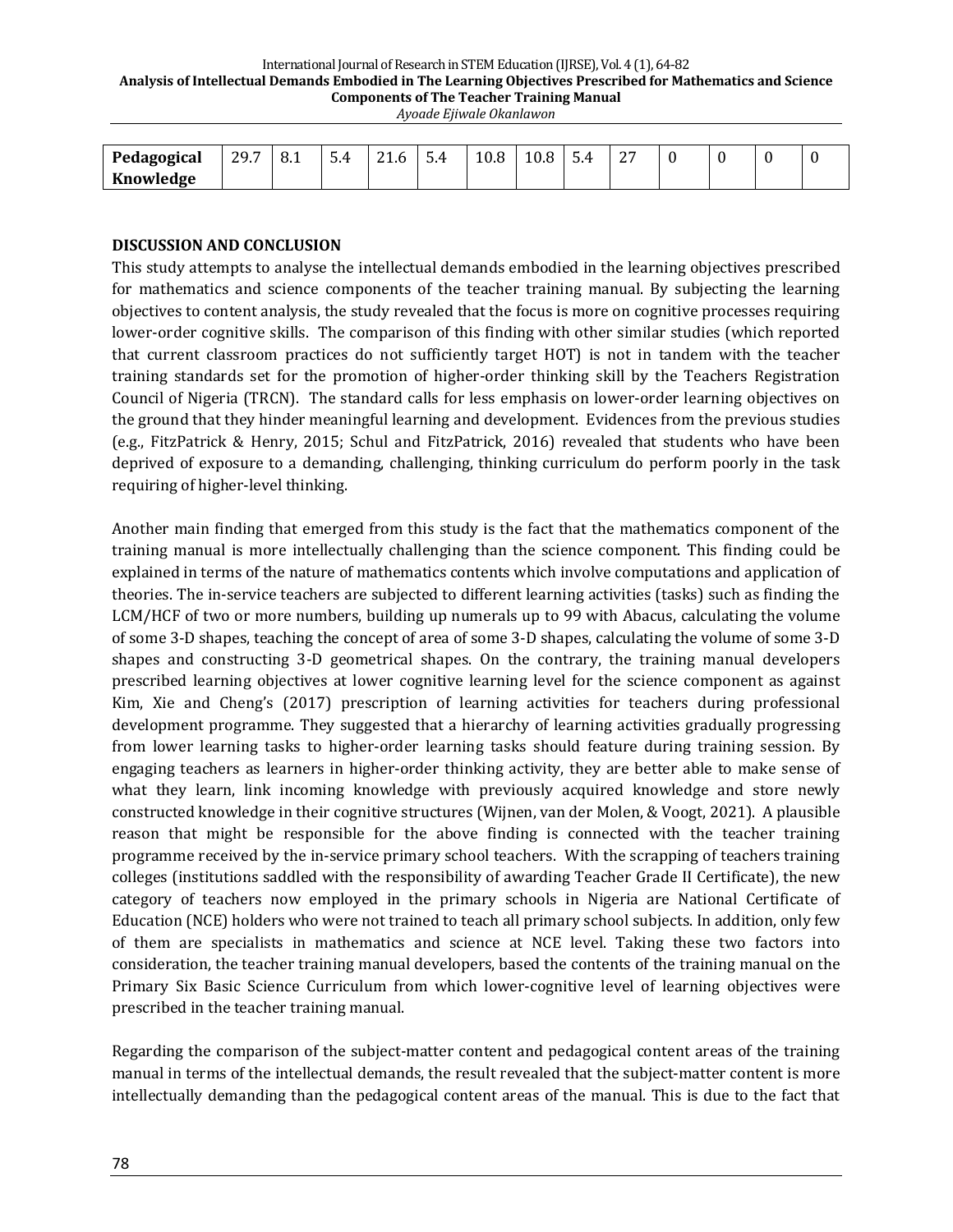| Pedagogical Knowledge | 29.7 | 8.1 | 5.4 | 21.6 | 5.4 | 10.8 | 10.8 | 5.4 | 27 | 0 | 0 | 0 | 0 |
|---|---|---|---|---|---|---|---|---|---|---|---|---|---|

**DISCUSSION AND CONCLUSION**

This study attempts to analyse the intellectual demands embodied in the learning objectives prescribed for mathematics and science components of the teacher training manual. By subjecting the learning objectives to content analysis, the study revealed that the focus is more on cognitive processes requiring lower-order cognitive skills. The comparison of this finding with other similar studies (which reported that current classroom practices do not sufficiently target HOT) is not in tandem with the teacher training standards set for the promotion of higher-order thinking skill by the Teachers Registration Council of Nigeria (TRCN). The standard calls for less emphasis on lower-order learning objectives on the ground that they hinder meaningful learning and development. Evidences from the previous studies (e.g., FitzPatrick & Henry, 2015; Schul and FitzPatrick, 2016) revealed that students who have been deprived of exposure to a demanding, challenging, thinking curriculum do perform poorly in the task requiring of higher-level thinking.

Another main finding that emerged from this study is the fact that the mathematics component of the training manual is more intellectually challenging than the science component. This finding could be explained in terms of the nature of mathematics contents which involve computations and application of theories. The in-service teachers are subjected to different learning activities (tasks) such as finding the LCM/HCF of two or more numbers, building up numerals up to 99 with Abacus, calculating the volume of some 3-D shapes, teaching the concept of area of some 3-D shapes, calculating the volume of some 3-D shapes and constructing 3-D geometrical shapes. On the contrary, the training manual developers prescribed learning objectives at lower cognitive learning level for the science component as against Kim, Xie and Cheng's (2017) prescription of learning activities for teachers during professional development programme. They suggested that a hierarchy of learning activities gradually progressing from lower learning tasks to higher-order learning tasks should feature during training session. By engaging teachers as learners in higher-order thinking activity, they are better able to make sense of what they learn, link incoming knowledge with previously acquired knowledge and store newly constructed knowledge in their cognitive structures (Wijnen, van der Molen, & Voogt, 2021). A plausible reason that might be responsible for the above finding is connected with the teacher training programme received by the in-service primary school teachers. With the scrapping of teachers training colleges (institutions saddled with the responsibility of awarding Teacher Grade II Certificate), the new category of teachers now employed in the primary schools in Nigeria are National Certificate of Education (NCE) holders who were not trained to teach all primary school subjects. In addition, only few of them are specialists in mathematics and science at NCE level. Taking these two factors into consideration, the teacher training manual developers, based the contents of the training manual on the Primary Six Basic Science Curriculum from which lower-cognitive level of learning objectives were prescribed in the teacher training manual.

Regarding the comparison of the subject-matter content and pedagogical content areas of the training manual in terms of the intellectual demands, the result revealed that the subject-matter content is more intellectually demanding than the pedagogical content areas of the manual. This is due to the fact that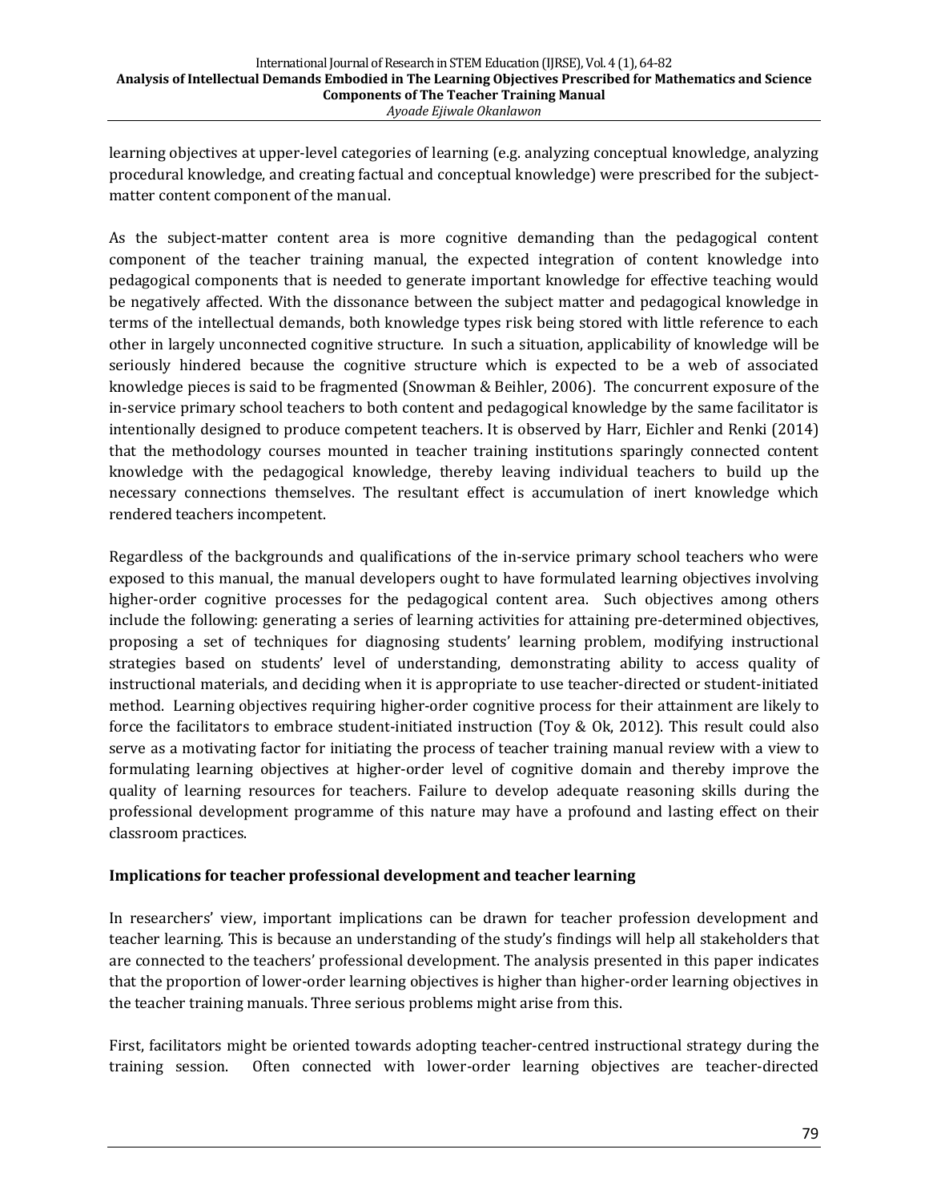learning objectives at upper-level categories of learning (e.g. analyzing conceptual knowledge, analyzing procedural knowledge, and creating factual and conceptual knowledge) were prescribed for the subject-matter content component of the manual.

As the subject-matter content area is more cognitive demanding than the pedagogical content component of the teacher training manual, the expected integration of content knowledge into pedagogical components that is needed to generate important knowledge for effective teaching would be negatively affected. With the dissonance between the subject matter and pedagogical knowledge in terms of the intellectual demands, both knowledge types risk being stored with little reference to each other in largely unconnected cognitive structure. In such a situation, applicability of knowledge will be seriously hindered because the cognitive structure which is expected to be a web of associated knowledge pieces is said to be fragmented (Snowman & Beihler, 2006). The concurrent exposure of the in-service primary school teachers to both content and pedagogical knowledge by the same facilitator is intentionally designed to produce competent teachers. It is observed by Harr, Eichler and Renki (2014) that the methodology courses mounted in teacher training institutions sparingly connected content knowledge with the pedagogical knowledge, thereby leaving individual teachers to build up the necessary connections themselves. The resultant effect is accumulation of inert knowledge which rendered teachers incompetent.

Regardless of the backgrounds and qualifications of the in-service primary school teachers who were exposed to this manual, the manual developers ought to have formulated learning objectives involving higher-order cognitive processes for the pedagogical content area. Such objectives among others include the following: generating a series of learning activities for attaining pre-determined objectives, proposing a set of techniques for diagnosing students' learning problem, modifying instructional strategies based on students' level of understanding, demonstrating ability to access quality of instructional materials, and deciding when it is appropriate to use teacher-directed or student-initiated method. Learning objectives requiring higher-order cognitive process for their attainment are likely to force the facilitators to embrace student-initiated instruction (Toy & Ok, 2012). This result could also serve as a motivating factor for initiating the process of teacher training manual review with a view to formulating learning objectives at higher-order level of cognitive domain and thereby improve the quality of learning resources for teachers. Failure to develop adequate reasoning skills during the professional development programme of this nature may have a profound and lasting effect on their classroom practices.

**Implications for teacher professional development and teacher learning**

In researchers' view, important implications can be drawn for teacher profession development and teacher learning. This is because an understanding of the study's findings will help all stakeholders that are connected to the teachers' professional development. The analysis presented in this paper indicates that the proportion of lower-order learning objectives is higher than higher-order learning objectives in the teacher training manuals. Three serious problems might arise from this.

First, facilitators might be oriented towards adopting teacher-centred instructional strategy during the training session. Often connected with lower-order learning objectives are teacher-directed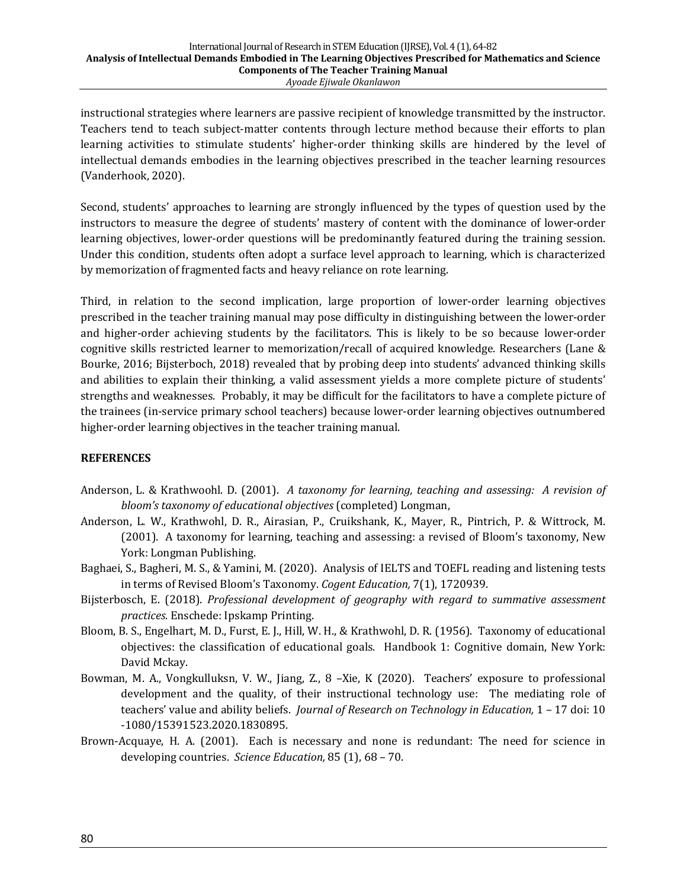instructional strategies where learners are passive recipient of knowledge transmitted by the instructor. Teachers tend to teach subject-matter contents through lecture method because their efforts to plan learning activities to stimulate students' higher-order thinking skills are hindered by the level of intellectual demands embodies in the learning objectives prescribed in the teacher learning resources (Vanderhook, 2020).

Second, students' approaches to learning are strongly influenced by the types of question used by the instructors to measure the degree of students' mastery of content with the dominance of lower-order learning objectives, lower-order questions will be predominantly featured during the training session. Under this condition, students often adopt a surface level approach to learning, which is characterized by memorization of fragmented facts and heavy reliance on rote learning.

Third, in relation to the second implication, large proportion of lower-order learning objectives prescribed in the teacher training manual may pose difficulty in distinguishing between the lower-order and higher-order achieving students by the facilitators. This is likely to be so because lower-order cognitive skills restricted learner to memorization/recall of acquired knowledge. Researchers (Lane & Bourke, 2016; Bijsterboch, 2018) revealed that by probing deep into students' advanced thinking skills and abilities to explain their thinking, a valid assessment yields a more complete picture of students' strengths and weaknesses. Probably, it may be difficult for the facilitators to have a complete picture of the trainees (in-service primary school teachers) because lower-order learning objectives outnumbered higher-order learning objectives in the teacher training manual.

## REFERENCES

Anderson, L. & Krathwoohl. D. (2001). *A taxonomy for learning, teaching and assessing: A revision of bloom's taxonomy of educational objectives* (completed) Longman,

Anderson, L. W., Krathwohl, D. R., Airasian, P., Cruikshank, K., Mayer, R., Pintrich, P. & Wittrock, M. (2001). A taxonomy for learning, teaching and assessing: a revised of Bloom's taxonomy, New York: Longman Publishing.

Baghaei, S., Bagheri, M. S., & Yamini, M. (2020). Analysis of IELTS and TOEFL reading and listening tests in terms of Revised Bloom's Taxonomy. *Cogent Education,* 7(1), 1720939.

Bijsterbosch, E. (2018). *Professional development of geography with regard to summative assessment practices*. Enschede: Ipskamp Printing.

Bloom, B. S., Engelhart, M. D., Furst, E. J., Hill, W. H., & Krathwohl, D. R. (1956). Taxonomy of educational objectives: the classification of educational goals. Handbook 1: Cognitive domain, New York: David Mckay.

Bowman, M. A., Vongkulluksn, V. W., Jiang, Z., 8 –Xie, K (2020). Teachers' exposure to professional development and the quality, of their instructional technology use: The mediating role of teachers' value and ability beliefs. *Journal of Research on Technology in Education,* 1 – 17 doi: 10 -1080/15391523.2020.1830895.

Brown-Acquaye, H. A. (2001). Each is necessary and none is redundant: The need for science in developing countries. *Science Education,* 85 (1), 68 – 70.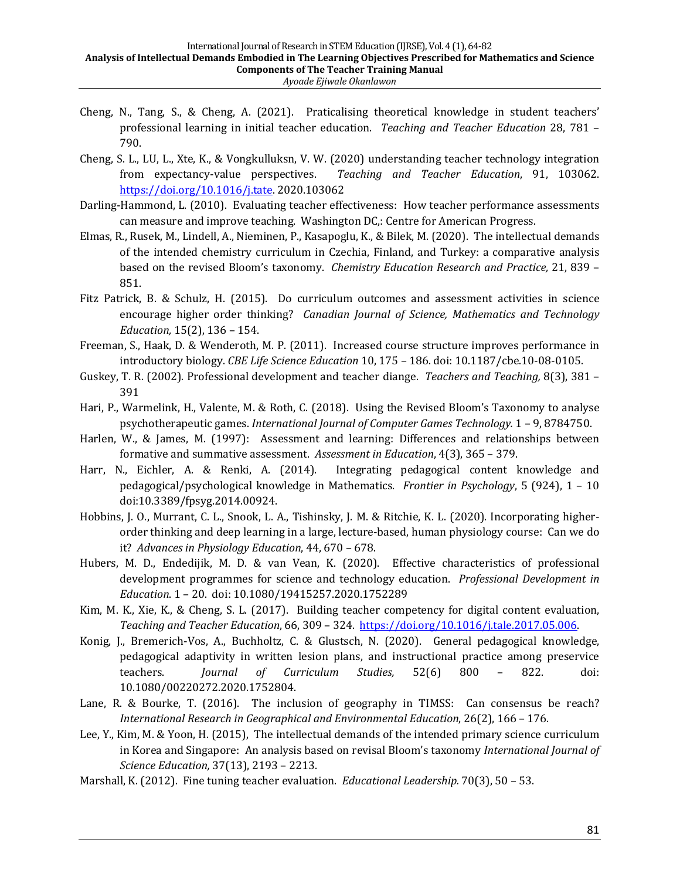Cheng, N., Tang, S., & Cheng, A. (2021). Praticalising theoretical knowledge in student teachers' professional learning in initial teacher education. *Teaching and Teacher Education* 28, 781 – 790.

Cheng, S. L., LU, L., Xte, K., & Vongkulluksn, V. W. (2020) understanding teacher technology integration from expectancy-value perspectives. *Teaching and Teacher Education*, 91, 103062. https://doi.org/10.1016/j.tate. 2020.103062

Darling-Hammond, L. (2010). Evaluating teacher effectiveness: How teacher performance assessments can measure and improve teaching. Washington DC,: Centre for American Progress.

Elmas, R., Rusek, M., Lindell, A., Nieminen, P., Kasapoglu, K., & Bilek, M. (2020). The intellectual demands of the intended chemistry curriculum in Czechia, Finland, and Turkey: a comparative analysis based on the revised Bloom's taxonomy. *Chemistry Education Research and Practice,* 21, 839 – 851.

Fitz Patrick, B. & Schulz, H. (2015). Do curriculum outcomes and assessment activities in science encourage higher order thinking? *Canadian Journal of Science, Mathematics and Technology Education,* 15(2), 136 – 154.

Freeman, S., Haak, D. & Wenderoth, M. P. (2011). Increased course structure improves performance in introductory biology. *CBE Life Science Education* 10, 175 – 186. doi: 10.1187/cbe.10-08-0105.

Guskey, T. R. (2002). Professional development and teacher diange. *Teachers and Teaching,* 8(3), 381 – 391

Hari, P., Warmelink, H., Valente, M. & Roth, C. (2018). Using the Revised Bloom's Taxonomy to analyse psychotherapeutic games. *International Journal of Computer Games Technology.* 1 – 9, 8784750.

Harlen, W., & James, M. (1997): Assessment and learning: Differences and relationships between formative and summative assessment. *Assessment in Education*, 4(3), 365 – 379.

Harr, N., Eichler, A. & Renki, A. (2014). Integrating pedagogical content knowledge and pedagogical/psychological knowledge in Mathematics. *Frontier in Psychology*, 5 (924), 1 – 10 doi:10.3389/fpsyg.2014.00924.

Hobbins, J. O., Murrant, C. L., Snook, L. A., Tishinsky, J. M. & Ritchie, K. L. (2020). Incorporating higher-order thinking and deep learning in a large, lecture-based, human physiology course: Can we do it? *Advances in Physiology Education*, 44, 670 – 678.

Hubers, M. D., Endedijik, M. D. & van Vean, K. (2020). Effective characteristics of professional development programmes for science and technology education. *Professional Development in Education*. 1 – 20. doi: 10.1080/19415257.2020.1752289

Kim, M. K., Xie, K., & Cheng, S. L. (2017). Building teacher competency for digital content evaluation, *Teaching and Teacher Education*, 66, 309 – 324. https://doi.org/10.1016/j.tale.2017.05.006.

Konig, J., Bremerich-Vos, A., Buchholtz, C. & Glustsch, N. (2020). General pedagogical knowledge, pedagogical adaptivity in written lesion plans, and instructional practice among preservice teachers. *Journal of Curriculum Studies,* 52(6) 800 – 822. doi: 10.1080/00220272.2020.1752804.

Lane, R. & Bourke, T. (2016). The inclusion of geography in TIMSS: Can consensus be reach? *International Research in Geographical and Environmental Education*, 26(2), 166 – 176.

Lee, Y., Kim, M. & Yoon, H. (2015), The intellectual demands of the intended primary science curriculum in Korea and Singapore: An analysis based on revisal Bloom's taxonomy *International Journal of Science Education,* 37(13), 2193 – 2213.

Marshall, K. (2012). Fine tuning teacher evaluation. *Educational Leadership.* 70(3), 50 – 53.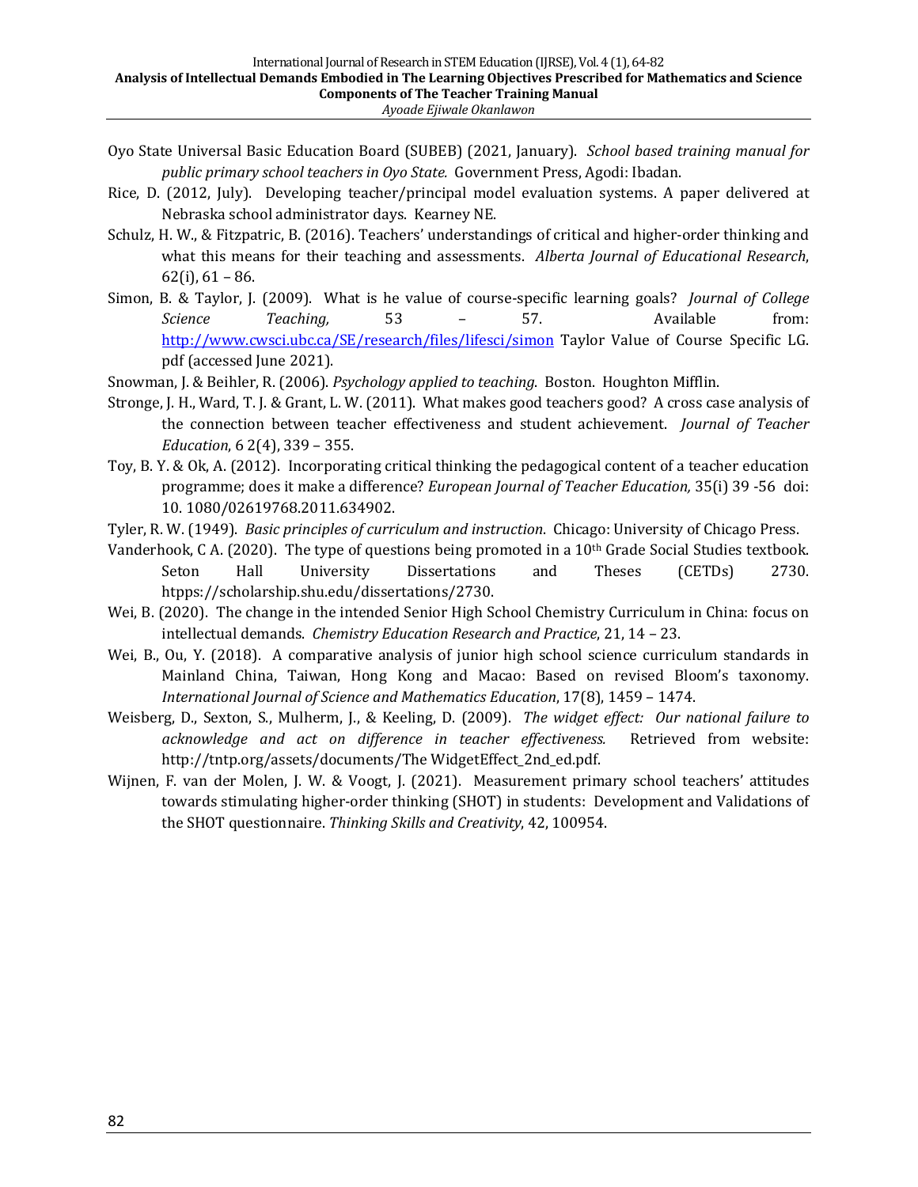Oyo State Universal Basic Education Board (SUBEB) (2021, January). *School based training manual for public primary school teachers in Oyo State.* Government Press, Agodi: Ibadan.

Rice, D. (2012, July). Developing teacher/principal model evaluation systems. A paper delivered at Nebraska school administrator days. Kearney NE.

Schulz, H. W., & Fitzpatric, B. (2016). Teachers' understandings of critical and higher-order thinking and what this means for their teaching and assessments. *Alberta Journal of Educational Research*, 62(i), 61 – 86.

Simon, B. & Taylor, J. (2009). What is he value of course-specific learning goals? *Journal of College Science Teaching,* 53 – 57. Available from: http://www.cwsci.ubc.ca/SE/research/files/lifesci/simon Taylor Value of Course Specific LG. pdf (accessed June 2021).

Snowman, J. & Beihler, R. (2006). *Psychology applied to teaching*. Boston. Houghton Mifflin.

Stronge, J. H., Ward, T. J. & Grant, L. W. (2011). What makes good teachers good? A cross case analysis of the connection between teacher effectiveness and student achievement. *Journal of Teacher Education*, 6 2(4), 339 – 355.

Toy, B. Y. & Ok, A. (2012). Incorporating critical thinking the pedagogical content of a teacher education programme; does it make a difference? *European Journal of Teacher Education,* 35(i) 39 -56 doi: 10. 1080/02619768.2011.634902.

Tyler, R. W. (1949). *Basic principles of curriculum and instruction*. Chicago: University of Chicago Press.

Vanderhook, C A. (2020). The type of questions being promoted in a 10th Grade Social Studies textbook. Seton Hall University Dissertations and Theses (CETDs) 2730. htpps://scholarship.shu.edu/dissertations/2730.

Wei, B. (2020). The change in the intended Senior High School Chemistry Curriculum in China: focus on intellectual demands. *Chemistry Education Research and Practice*, 21, 14 – 23.

Wei, B., Ou, Y. (2018). A comparative analysis of junior high school science curriculum standards in Mainland China, Taiwan, Hong Kong and Macao: Based on revised Bloom's taxonomy. *International Journal of Science and Mathematics Education*, 17(8), 1459 – 1474.

Weisberg, D., Sexton, S., Mulherm, J., & Keeling, D. (2009). *The widget effect: Our national failure to acknowledge and act on difference in teacher effectiveness.* Retrieved from website: http://tntp.org/assets/documents/The WidgetEffect_2nd_ed.pdf.

Wijnen, F. van der Molen, J. W. & Voogt, J. (2021). Measurement primary school teachers' attitudes towards stimulating higher-order thinking (SHOT) in students: Development and Validations of the SHOT questionnaire. *Thinking Skills and Creativity*, 42, 100954.